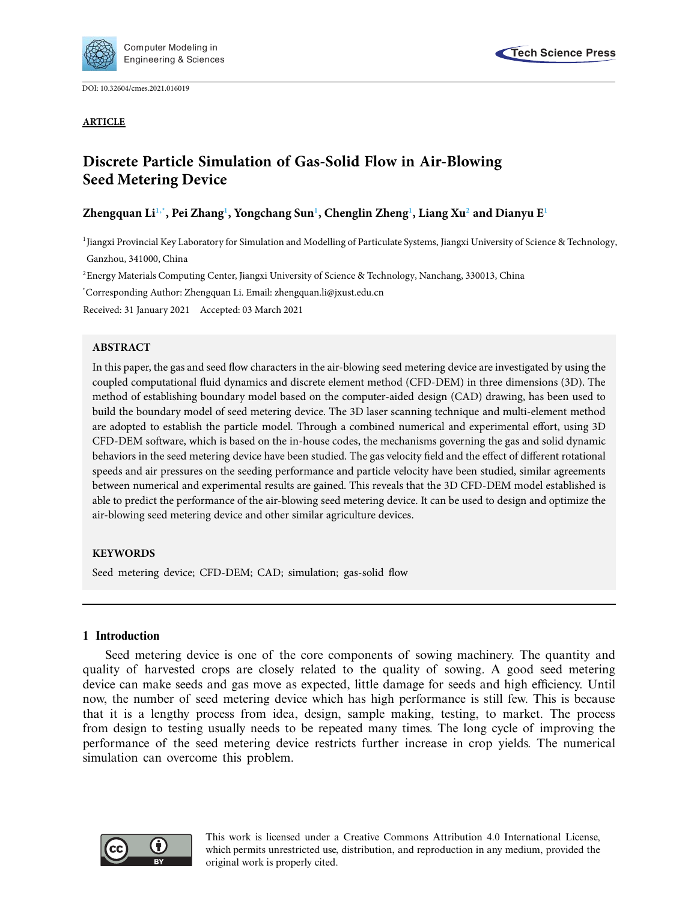DOI: 10.32604/cmes.2021.016019

**ARTICLE**

# Discrete Particle Simulation of Gas-Solid Flow in Air-Blowing Seed Metering Device

**Zhengquan Li[1,*], Pei Zhang[1], Yongchang Sun[1], Chenglin Zheng[1], Liang Xu[2] and Dianyu E[1]**

[1]Jiangxi Provincial Key Laboratory for Simulation and Modelling of Particulate Systems, Jiangxi University of Science & Technology, Ganzhou, 341000, China

[2]Energy Materials Computing Center, Jiangxi University of Science & Technology, Nanchang, 330013, China

[*]Corresponding Author: Zhengquan Li. Email: zhengquan.li@jxust.edu.cn

Received: 31 January 2021 Accepted: 03 March 2021

## ABSTRACT

In this paper, the gas and seed flow characters in the air-blowing seed metering device are investigated by using the coupled computational fluid dynamics and discrete element method (CFD-DEM) in three dimensions (3D). The method of establishing boundary model based on the computer-aided design (CAD) drawing, has been used to build the boundary model of seed metering device. The 3D laser scanning technique and multi-element method are adopted to establish the particle model. Through a combined numerical and experimental effort, using 3D CFD-DEM software, which is based on the in-house codes, the mechanisms governing the gas and solid dynamic behaviors in the seed metering device have been studied. The gas velocity field and the effect of different rotational speeds and air pressures on the seeding performance and particle velocity have been studied, similar agreements between numerical and experimental results are gained. This reveals that the 3D CFD-DEM model established is able to predict the performance of the air-blowing seed metering device. It can be used to design and optimize the air-blowing seed metering device and other similar agriculture devices.

## KEYWORDS

Seed metering device; CFD-DEM; CAD; simulation; gas-solid flow

## 1 Introduction

Seed metering device is one of the core components of sowing machinery. The quantity and quality of harvested crops are closely related to the quality of sowing. A good seed metering device can make seeds and gas move as expected, little damage for seeds and high efficiency. Until now, the number of seed metering device which has high performance is still few. This is because that it is a lengthy process from idea, design, sample making, testing, to market. The process from design to testing usually needs to be repeated many times. The long cycle of improving the performance of the seed metering device restricts further increase in crop yields. The numerical simulation can overcome this problem.

This work is licensed under a Creative Commons Attribution 4.0 International License, which permits unrestricted use, distribution, and reproduction in any medium, provided the original work is properly cited.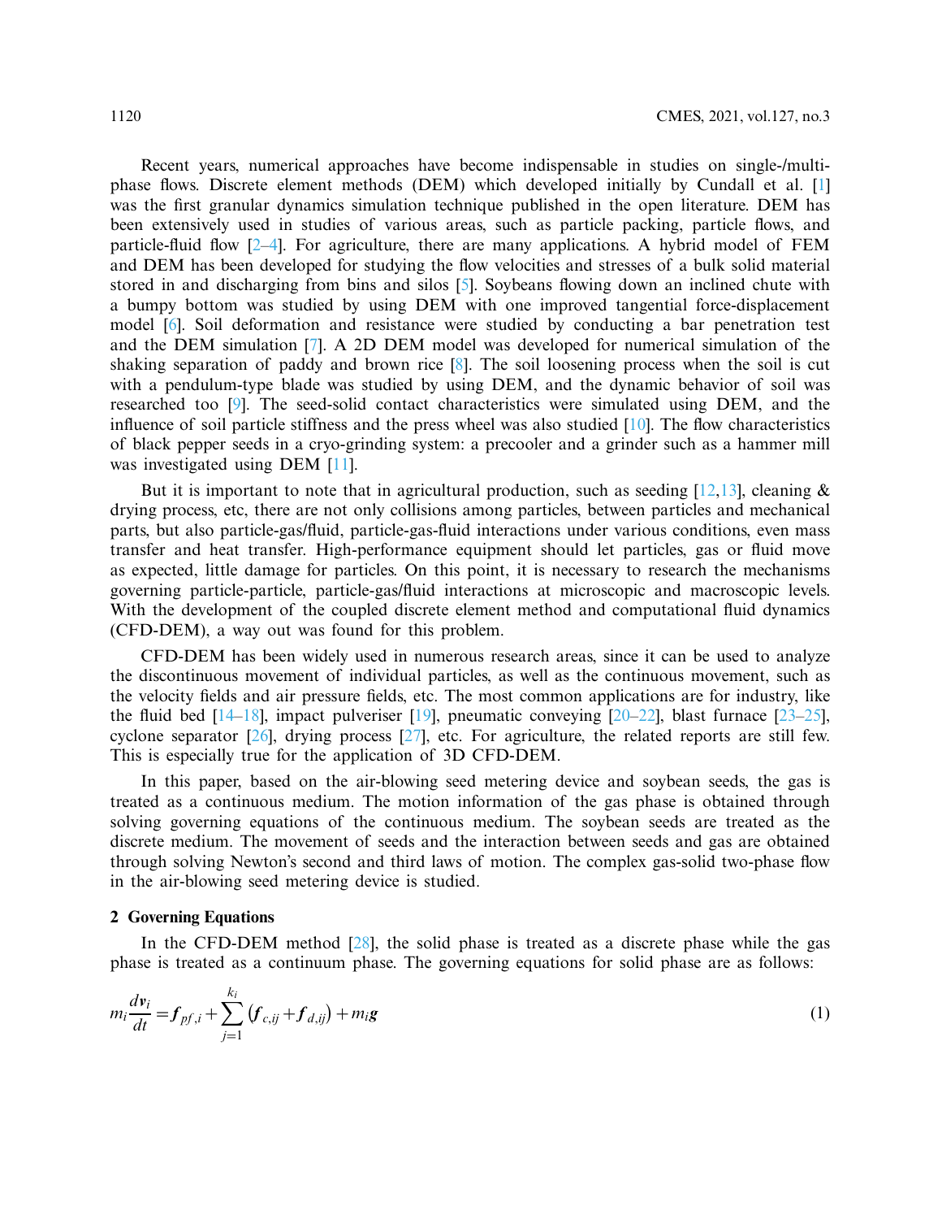Recent years, numerical approaches have become indispensable in studies on single-/multi-phase flows. Discrete element methods (DEM) which developed initially by Cundall et al. [1] was the first granular dynamics simulation technique published in the open literature. DEM has been extensively used in studies of various areas, such as particle packing, particle flows, and particle-fluid flow [2–4]. For agriculture, there are many applications. A hybrid model of FEM and DEM has been developed for studying the flow velocities and stresses of a bulk solid material stored in and discharging from bins and silos [5]. Soybeans flowing down an inclined chute with a bumpy bottom was studied by using DEM with one improved tangential force-displacement model [6]. Soil deformation and resistance were studied by conducting a bar penetration test and the DEM simulation [7]. A 2D DEM model was developed for numerical simulation of the shaking separation of paddy and brown rice [8]. The soil loosening process when the soil is cut with a pendulum-type blade was studied by using DEM, and the dynamic behavior of soil was researched too [9]. The seed-solid contact characteristics were simulated using DEM, and the influence of soil particle stiffness and the press wheel was also studied [10]. The flow characteristics of black pepper seeds in a cryo-grinding system: a precooler and a grinder such as a hammer mill was investigated using DEM [11].

But it is important to note that in agricultural production, such as seeding [12,13], cleaning & drying process, etc, there are not only collisions among particles, between particles and mechanical parts, but also particle-gas/fluid, particle-gas-fluid interactions under various conditions, even mass transfer and heat transfer. High-performance equipment should let particles, gas or fluid move as expected, little damage for particles. On this point, it is necessary to research the mechanisms governing particle-particle, particle-gas/fluid interactions at microscopic and macroscopic levels. With the development of the coupled discrete element method and computational fluid dynamics (CFD-DEM), a way out was found for this problem.

CFD-DEM has been widely used in numerous research areas, since it can be used to analyze the discontinuous movement of individual particles, as well as the continuous movement, such as the velocity fields and air pressure fields, etc. The most common applications are for industry, like the fluid bed [14–18], impact pulveriser [19], pneumatic conveying [20–22], blast furnace [23–25], cyclone separator [26], drying process [27], etc. For agriculture, the related reports are still few. This is especially true for the application of 3D CFD-DEM.

In this paper, based on the air-blowing seed metering device and soybean seeds, the gas is treated as a continuous medium. The motion information of the gas phase is obtained through solving governing equations of the continuous medium. The soybean seeds are treated as the discrete medium. The movement of seeds and the interaction between seeds and gas are obtained through solving Newton's second and third laws of motion. The complex gas-solid two-phase flow in the air-blowing seed metering device is studied.

## 2 Governing Equations

In the CFD-DEM method [28], the solid phase is treated as a discrete phase while the gas phase is treated as a continuum phase. The governing equations for solid phase are as follows:

$$m_i \frac{d\boldsymbol{v}_i}{dt} = \boldsymbol{f}_{pf,i} + \sum_{j=1}^{k_i} \left( \boldsymbol{f}_{c,ij} + \boldsymbol{f}_{d,ij} \right) + m_i \boldsymbol{g} \tag{1}$$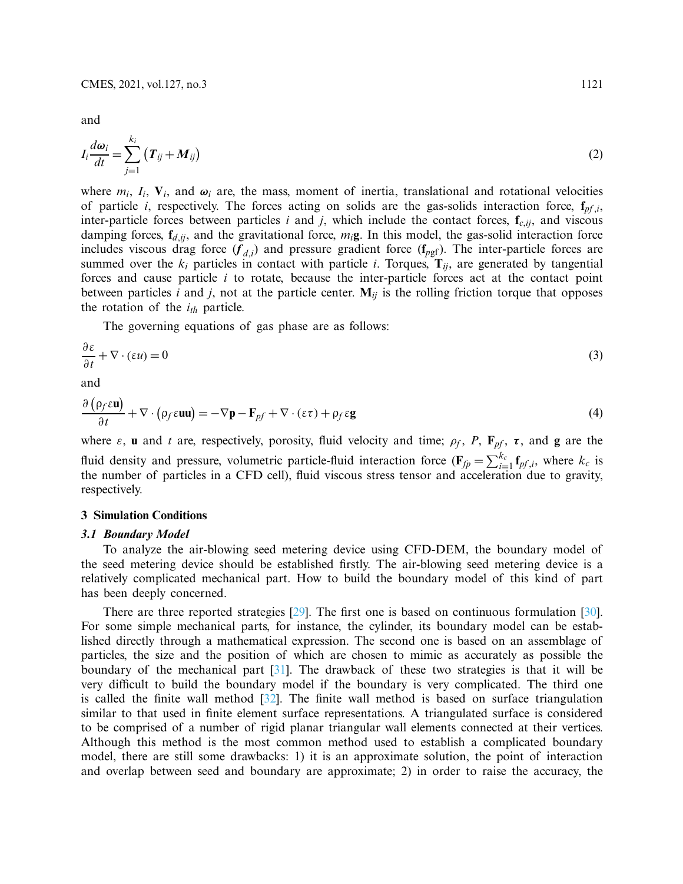and

$$I_i \frac{d\boldsymbol{\omega}_i}{dt} = \sum_{j=1}^{k_i} \left( \boldsymbol{T}_{ij} + \boldsymbol{M}_{ij} \right) \tag{2}$$

where $m_i$, $I_i$, $\mathbf{V}_i$, and $\boldsymbol{\omega}_i$ are, the mass, moment of inertia, translational and rotational velocities of particle $i$, respectively. The forces acting on solids are the gas-solids interaction force, $\mathbf{f}_{pf,i}$, inter-particle forces between particles $i$ and $j$, which include the contact forces, $\mathbf{f}_{c,ij}$, and viscous damping forces, $\mathbf{f}_{d,ij}$, and the gravitational force, $m_i\mathbf{g}$. In this model, the gas-solid interaction force includes viscous drag force ($\boldsymbol{f}_{d,i}$) and pressure gradient force ($\mathbf{f}_{pgf}$). The inter-particle forces are summed over the $k_i$ particles in contact with particle $i$. Torques, $\mathbf{T}_{ij}$, are generated by tangential forces and cause particle $i$ to rotate, because the inter-particle forces act at the contact point between particles $i$ and $j$, not at the particle center. $\mathbf{M}_{ij}$ is the rolling friction torque that opposes the rotation of the $i_{th}$ particle.

The governing equations of gas phase are as follows:

$$\frac{\partial \varepsilon}{\partial t} + \nabla \cdot (\varepsilon u) = 0 \tag{3}$$

and

$$\frac{\partial \left( \rho_f \varepsilon \mathbf{u} \right)}{\partial t} + \nabla \cdot \left( \rho_f \varepsilon \mathbf{u}\mathbf{u} \right) = -\nabla \mathbf{p} - \mathbf{F}_{pf} + \nabla \cdot (\varepsilon \tau) + \rho_f \varepsilon \mathbf{g} \tag{4}$$

where $\varepsilon$, $\mathbf{u}$ and $t$ are, respectively, porosity, fluid velocity and time; $\rho_f$, $P$, $\mathbf{F}_{pf}$, $\boldsymbol{\tau}$, and $\mathbf{g}$ are the fluid density and pressure, volumetric particle-fluid interaction force ($\mathbf{F}_{fp} = \sum_{i=1}^{k_c} \mathbf{f}_{pf,i}$, where $k_c$ is the number of particles in a CFD cell), fluid viscous stress tensor and acceleration due to gravity, respectively.

## 3 Simulation Conditions

### *3.1 Boundary Model*

To analyze the air-blowing seed metering device using CFD-DEM, the boundary model of the seed metering device should be established firstly. The air-blowing seed metering device is a relatively complicated mechanical part. How to build the boundary model of this kind of part has been deeply concerned.

There are three reported strategies [29]. The first one is based on continuous formulation [30]. For some simple mechanical parts, for instance, the cylinder, its boundary model can be established directly through a mathematical expression. The second one is based on an assemblage of particles, the size and the position of which are chosen to mimic as accurately as possible the boundary of the mechanical part [31]. The drawback of these two strategies is that it will be very difficult to build the boundary model if the boundary is very complicated. The third one is called the finite wall method [32]. The finite wall method is based on surface triangulation similar to that used in finite element surface representations. A triangulated surface is considered to be comprised of a number of rigid planar triangular wall elements connected at their vertices. Although this method is the most common method used to establish a complicated boundary model, there are still some drawbacks: 1) it is an approximate solution, the point of interaction and overlap between seed and boundary are approximate; 2) in order to raise the accuracy, the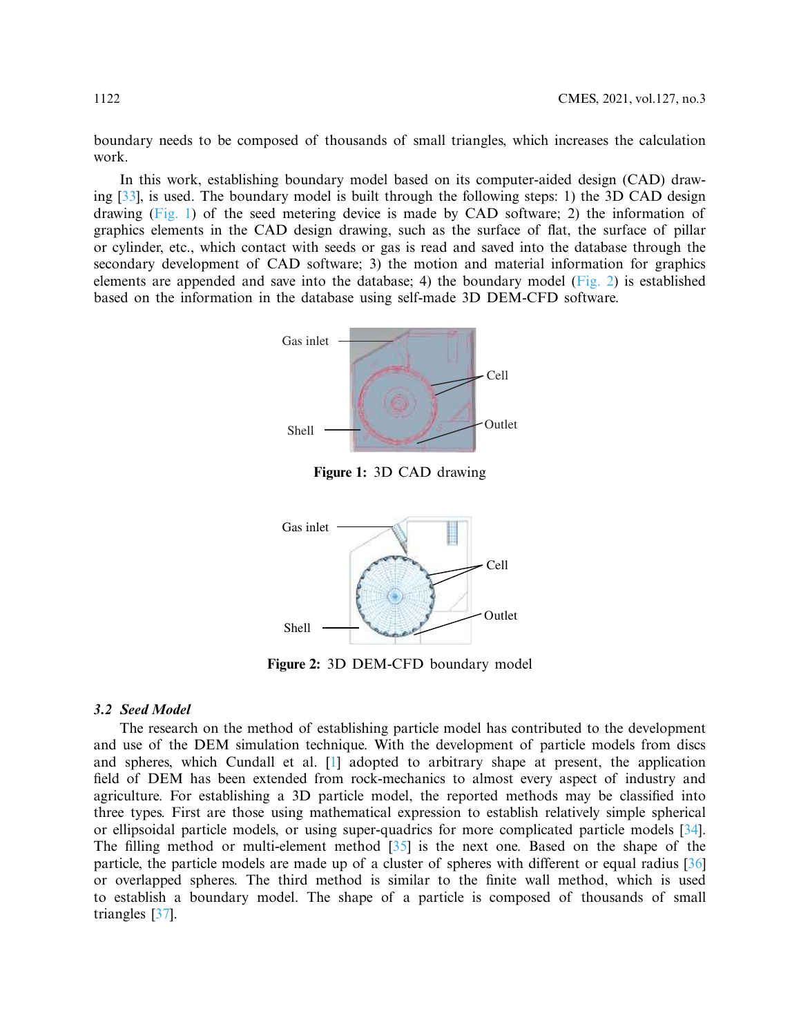boundary needs to be composed of thousands of small triangles, which increases the calculation work.

In this work, establishing boundary model based on its computer-aided design (CAD) drawing [33], is used. The boundary model is built through the following steps: 1) the 3D CAD design drawing (Fig. 1) of the seed metering device is made by CAD software; 2) the information of graphics elements in the CAD design drawing, such as the surface of flat, the surface of pillar or cylinder, etc., which contact with seeds or gas is read and saved into the database through the secondary development of CAD software; 3) the motion and material information for graphics elements are appended and save into the database; 4) the boundary model (Fig. 2) is established based on the information in the database using self-made 3D DEM-CFD software.

**Figure 1:** 3D CAD drawing

**Figure 2:** 3D DEM-CFD boundary model

### *3.2 Seed Model*

The research on the method of establishing particle model has contributed to the development and use of the DEM simulation technique. With the development of particle models from discs and spheres, which Cundall et al. [1] adopted to arbitrary shape at present, the application field of DEM has been extended from rock-mechanics to almost every aspect of industry and agriculture. For establishing a 3D particle model, the reported methods may be classified into three types. First are those using mathematical expression to establish relatively simple spherical or ellipsoidal particle models, or using super-quadrics for more complicated particle models [34]. The filling method or multi-element method [35] is the next one. Based on the shape of the particle, the particle models are made up of a cluster of spheres with different or equal radius [36] or overlapped spheres. The third method is similar to the finite wall method, which is used to establish a boundary model. The shape of a particle is composed of thousands of small triangles [37].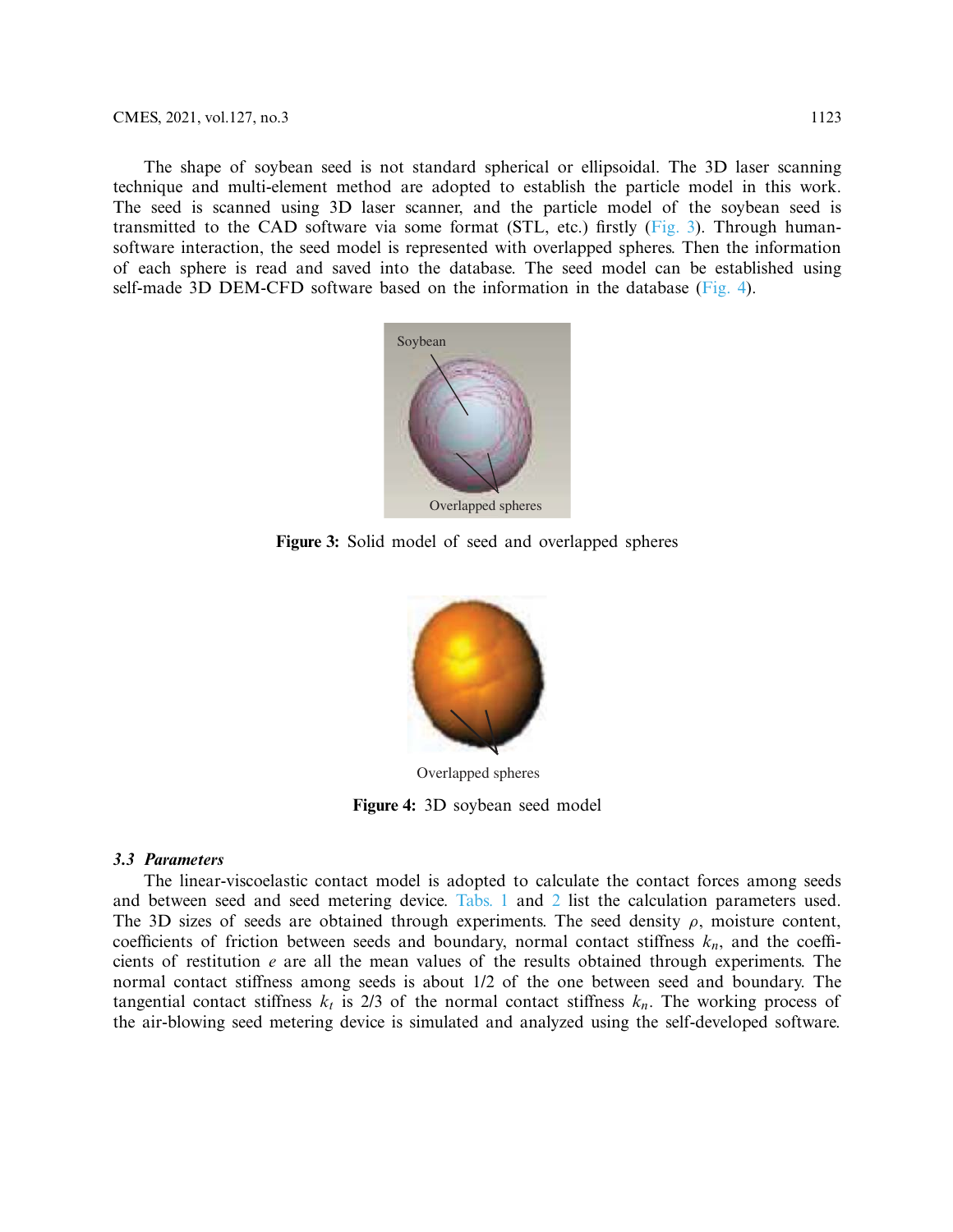The shape of soybean seed is not standard spherical or ellipsoidal. The 3D laser scanning technique and multi-element method are adopted to establish the particle model in this work. The seed is scanned using 3D laser scanner, and the particle model of the soybean seed is transmitted to the CAD software via some format (STL, etc.) firstly (Fig. 3). Through human-software interaction, the seed model is represented with overlapped spheres. Then the information of each sphere is read and saved into the database. The seed model can be established using self-made 3D DEM-CFD software based on the information in the database (Fig. 4).

**Figure 3:** Solid model of seed and overlapped spheres

**Figure 4:** 3D soybean seed model

### *3.3 Parameters*

The linear-viscoelastic contact model is adopted to calculate the contact forces among seeds and between seed and seed metering device. Tabs. 1 and 2 list the calculation parameters used. The 3D sizes of seeds are obtained through experiments. The seed density $\rho$, moisture content, coefficients of friction between seeds and boundary, normal contact stiffness $k_n$, and the coefficients of restitution $e$ are all the mean values of the results obtained through experiments. The normal contact stiffness among seeds is about 1/2 of the one between seed and boundary. The tangential contact stiffness $k_t$ is 2/3 of the normal contact stiffness $k_n$. The working process of the air-blowing seed metering device is simulated and analyzed using the self-developed software.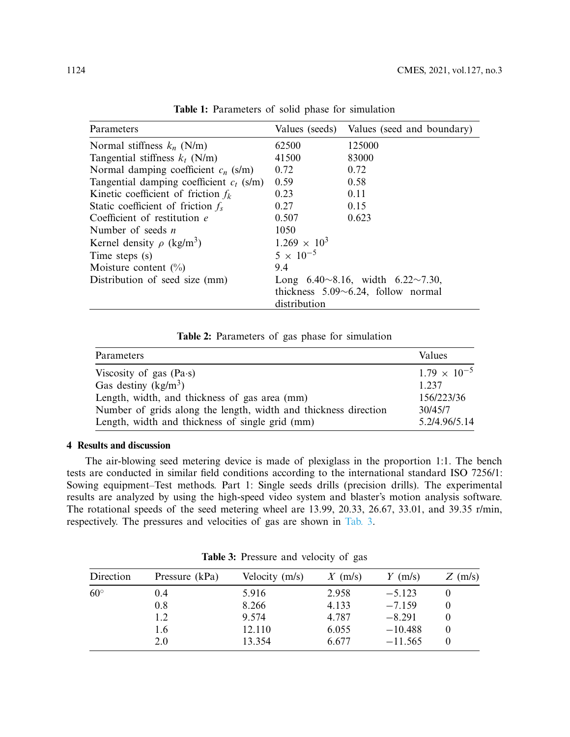**Table 1:** Parameters of solid phase for simulation

| Parameters | Values (seeds) | Values (seed and boundary) |
|---|---|---|
| Normal stiffness $k_n$ (N/m) | 62500 | 125000 |
| Tangential stiffness $k_t$ (N/m) | 41500 | 83000 |
| Normal damping coefficient $c_n$ (s/m) | 0.72 | 0.72 |
| Tangential damping coefficient $c_t$ (s/m) | 0.59 | 0.58 |
| Kinetic coefficient of friction $f_k$ | 0.23 | 0.11 |
| Static coefficient of friction $f_s$ | 0.27 | 0.15 |
| Coefficient of restitution $e$ | 0.507 | 0.623 |
| Number of seeds $n$ | 1050 | |
| Kernel density $\rho$ (kg/m$^3$) | $1.269 \times 10^3$ | |
| Time steps (s) | $5 \times 10^{-5}$ | |
| Moisture content (%) | 9.4 | |
| Distribution of seed size (mm) | Long 6.40~8.16, width 6.22~7.30, thickness 5.09~6.24, follow normal distribution | |

**Table 2:** Parameters of gas phase for simulation

| Parameters | Values |
|---|---|
| Viscosity of gas (Pa·s) | $1.79 \times 10^{-5}$ |
| Gas destiny (kg/m$^3$) | 1.237 |
| Length, width, and thickness of gas area (mm) | 156/223/36 |
| Number of grids along the length, width and thickness direction | 30/45/7 |
| Length, width and thickness of single grid (mm) | 5.2/4.96/5.14 |

## 4 Results and discussion

The air-blowing seed metering device is made of plexiglass in the proportion 1:1. The bench tests are conducted in similar field conditions according to the international standard ISO 7256/1: Sowing equipment–Test methods. Part 1: Single seeds drills (precision drills). The experimental results are analyzed by using the high-speed video system and blaster's motion analysis software. The rotational speeds of the seed metering wheel are 13.99, 20.33, 26.67, 33.01, and 39.35 r/min, respectively. The pressures and velocities of gas are shown in Tab. 3.

**Table 3:** Pressure and velocity of gas

| Direction | Pressure (kPa) | Velocity (m/s) | $X$ (m/s) | $Y$ (m/s) | $Z$ (m/s) |
|---|---|---|---|---|---|
| 60° | 0.4 | 5.916 | 2.958 | −5.123 | 0 |
| | 0.8 | 8.266 | 4.133 | −7.159 | 0 |
| | 1.2 | 9.574 | 4.787 | −8.291 | 0 |
| | 1.6 | 12.110 | 6.055 | −10.488 | 0 |
| | 2.0 | 13.354 | 6.677 | −11.565 | 0 |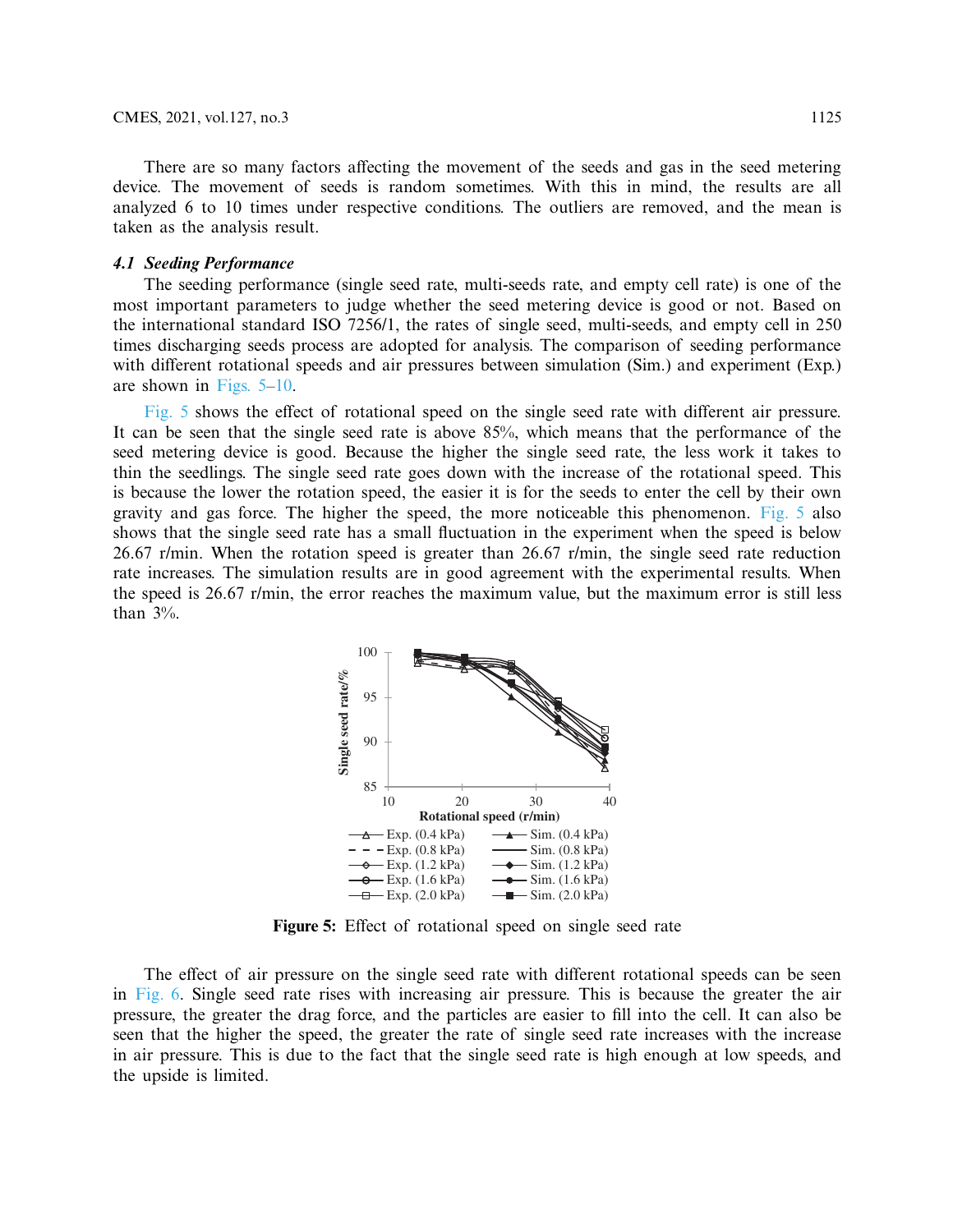There are so many factors affecting the movement of the seeds and gas in the seed metering device. The movement of seeds is random sometimes. With this in mind, the results are all analyzed 6 to 10 times under respective conditions. The outliers are removed, and the mean is taken as the analysis result.

### *4.1 Seeding Performance*

The seeding performance (single seed rate, multi-seeds rate, and empty cell rate) is one of the most important parameters to judge whether the seed metering device is good or not. Based on the international standard ISO 7256/1, the rates of single seed, multi-seeds, and empty cell in 250 times discharging seeds process are adopted for analysis. The comparison of seeding performance with different rotational speeds and air pressures between simulation (Sim.) and experiment (Exp.) are shown in Figs. 5–10.

Fig. 5 shows the effect of rotational speed on the single seed rate with different air pressure. It can be seen that the single seed rate is above 85%, which means that the performance of the seed metering device is good. Because the higher the single seed rate, the less work it takes to thin the seedlings. The single seed rate goes down with the increase of the rotational speed. This is because the lower the rotation speed, the easier it is for the seeds to enter the cell by their own gravity and gas force. The higher the speed, the more noticeable this phenomenon. Fig. 5 also shows that the single seed rate has a small fluctuation in the experiment when the speed is below 26.67 r/min. When the rotation speed is greater than 26.67 r/min, the single seed rate reduction rate increases. The simulation results are in good agreement with the experimental results. When the speed is 26.67 r/min, the error reaches the maximum value, but the maximum error is still less than 3%.

**Figure 5:** Effect of rotational speed on single seed rate

The effect of air pressure on the single seed rate with different rotational speeds can be seen in Fig. 6. Single seed rate rises with increasing air pressure. This is because the greater the air pressure, the greater the drag force, and the particles are easier to fill into the cell. It can also be seen that the higher the speed, the greater the rate of single seed rate increases with the increase in air pressure. This is due to the fact that the single seed rate is high enough at low speeds, and the upside is limited.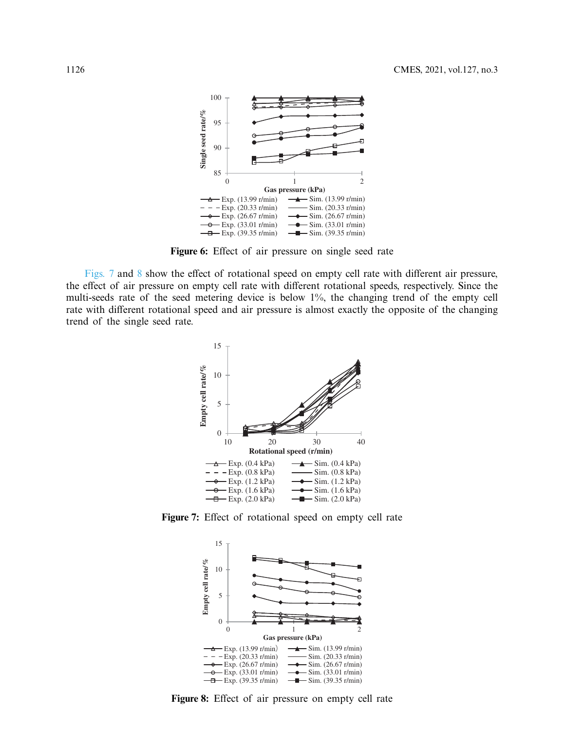Figure 6: Effect of air pressure on single seed rate

Figs. 7 and 8 show the effect of rotational speed on empty cell rate with different air pressure, the effect of air pressure on empty cell rate with different rotational speeds, respectively. Since the multi-seeds rate of the seed metering device is below 1%, the changing trend of the empty cell rate with different rotational speed and air pressure is almost exactly the opposite of the changing trend of the single seed rate.

Figure 7: Effect of rotational speed on empty cell rate

Figure 8: Effect of air pressure on empty cell rate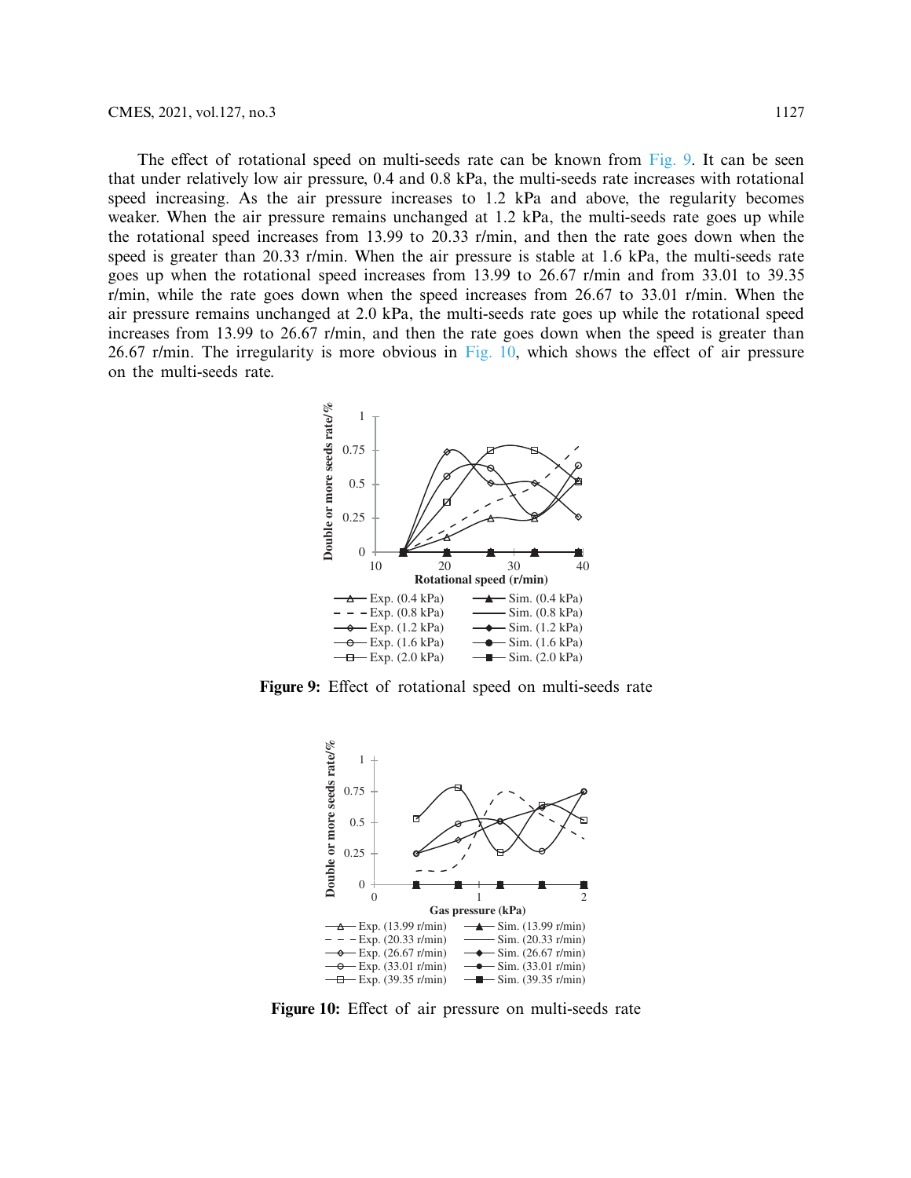The effect of rotational speed on multi-seeds rate can be known from Fig. 9. It can be seen that under relatively low air pressure, 0.4 and 0.8 kPa, the multi-seeds rate increases with rotational speed increasing. As the air pressure increases to 1.2 kPa and above, the regularity becomes weaker. When the air pressure remains unchanged at 1.2 kPa, the multi-seeds rate goes up while the rotational speed increases from 13.99 to 20.33 r/min, and then the rate goes down when the speed is greater than 20.33 r/min. When the air pressure is stable at 1.6 kPa, the multi-seeds rate goes up when the rotational speed increases from 13.99 to 26.67 r/min and from 33.01 to 39.35 r/min, while the rate goes down when the speed increases from 26.67 to 33.01 r/min. When the air pressure remains unchanged at 2.0 kPa, the multi-seeds rate goes up while the rotational speed increases from 13.99 to 26.67 r/min, and then the rate goes down when the speed is greater than 26.67 r/min. The irregularity is more obvious in Fig. 10, which shows the effect of air pressure on the multi-seeds rate.

**Figure 9:** Effect of rotational speed on multi-seeds rate

**Figure 10:** Effect of air pressure on multi-seeds rate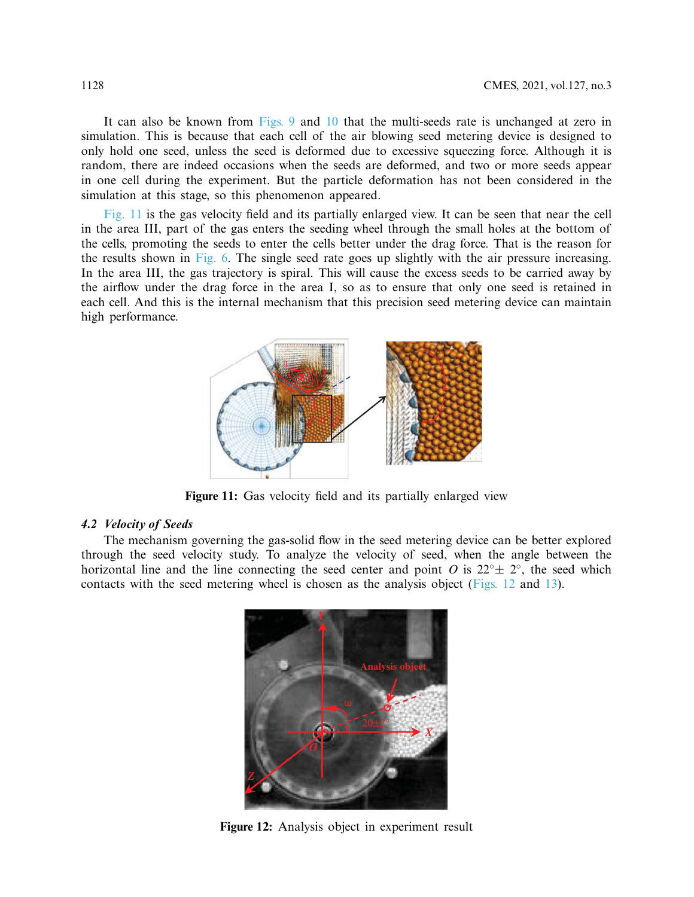It can also be known from Figs. 9 and 10 that the multi-seeds rate is unchanged at zero in simulation. This is because that each cell of the air blowing seed metering device is designed to only hold one seed, unless the seed is deformed due to excessive squeezing force. Although it is random, there are indeed occasions when the seeds are deformed, and two or more seeds appear in one cell during the experiment. But the particle deformation has not been considered in the simulation at this stage, so this phenomenon appeared.

Fig. 11 is the gas velocity field and its partially enlarged view. It can be seen that near the cell in the area III, part of the gas enters the seeding wheel through the small holes at the bottom of the cells, promoting the seeds to enter the cells better under the drag force. That is the reason for the results shown in Fig. 6. The single seed rate goes up slightly with the air pressure increasing. In the area III, the gas trajectory is spiral. This will cause the excess seeds to be carried away by the airflow under the drag force in the area I, so as to ensure that only one seed is retained in each cell. And this is the internal mechanism that this precision seed metering device can maintain high performance.

**Figure 11:** Gas velocity field and its partially enlarged view

### *4.2 Velocity of Seeds*

The mechanism governing the gas-solid flow in the seed metering device can be better explored through the seed velocity study. To analyze the velocity of seed, when the angle between the horizontal line and the line connecting the seed center and point $O$ is $22^\circ \pm 2^\circ$, the seed which contacts with the seed metering wheel is chosen as the analysis object (Figs. 12 and 13).

**Figure 12:** Analysis object in experiment result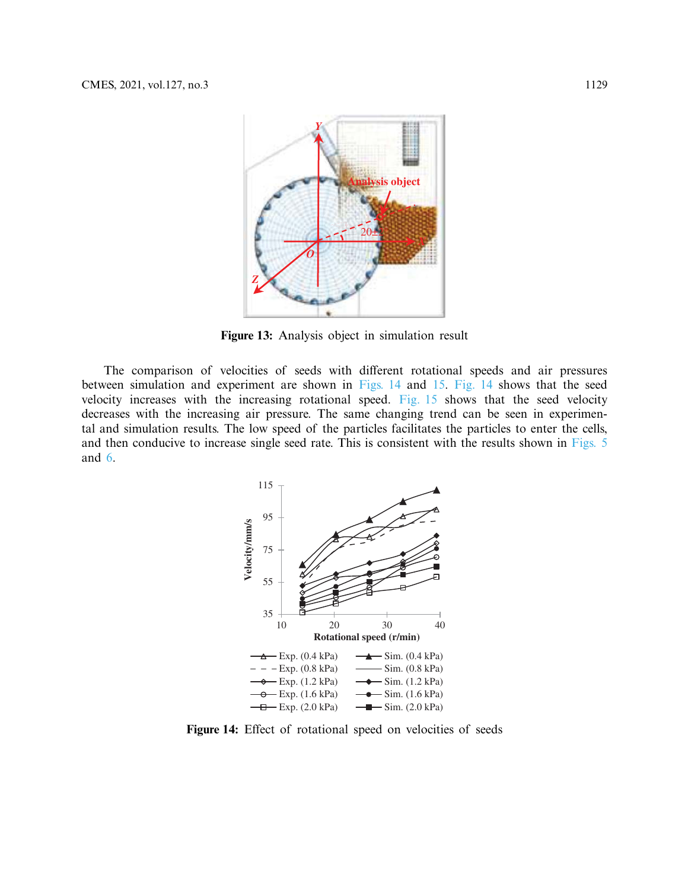Figure 13: Analysis object in simulation result

The comparison of velocities of seeds with different rotational speeds and air pressures between simulation and experiment are shown in Figs. 14 and 15. Fig. 14 shows that the seed velocity increases with the increasing rotational speed. Fig. 15 shows that the seed velocity decreases with the increasing air pressure. The same changing trend can be seen in experimental and simulation results. The low speed of the particles facilitates the particles to enter the cells, and then conducive to increase single seed rate. This is consistent with the results shown in Figs. 5 and 6.

Figure 14: Effect of rotational speed on velocities of seeds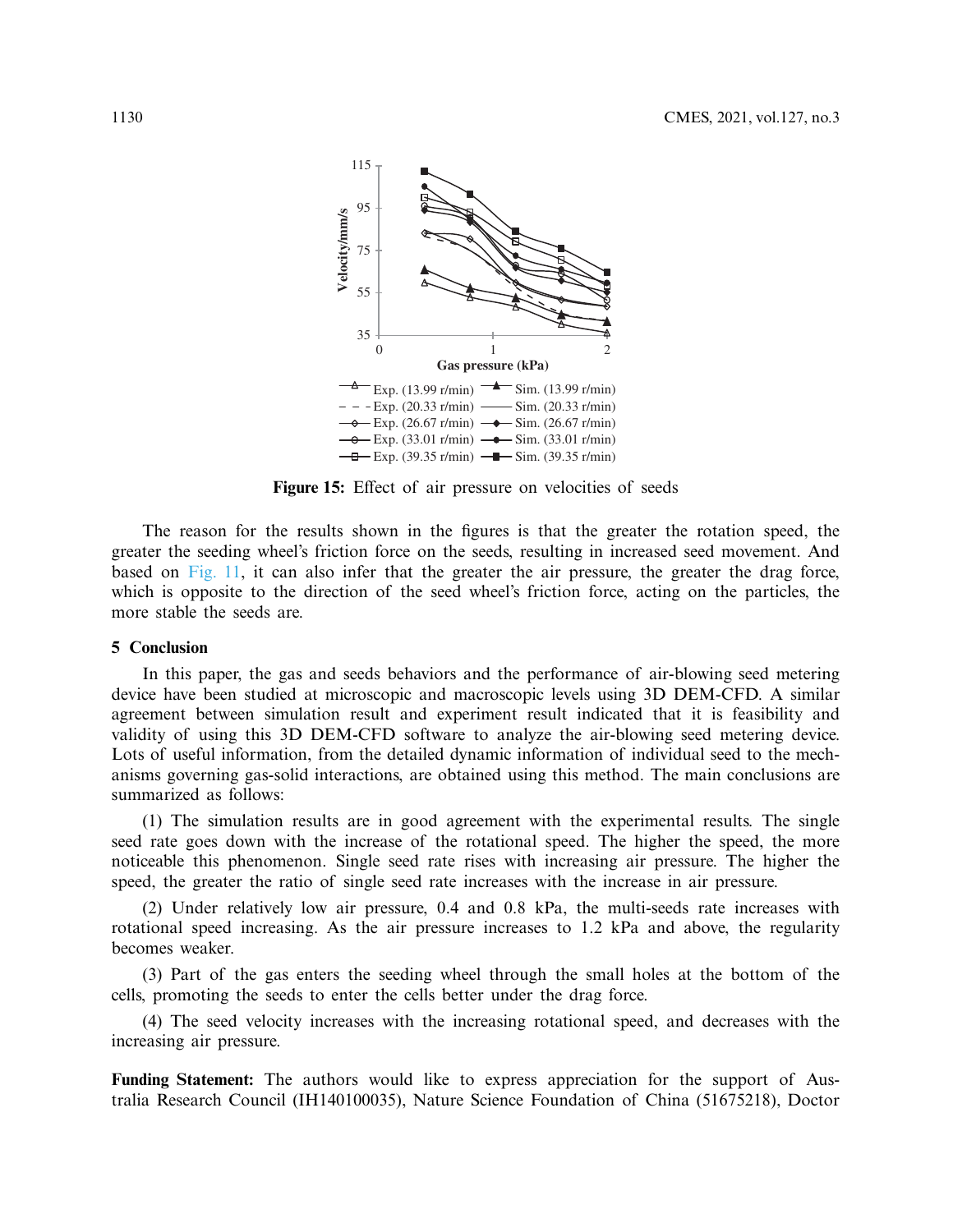Figure 15: Effect of air pressure on velocities of seeds

The reason for the results shown in the figures is that the greater the rotation speed, the greater the seeding wheel's friction force on the seeds, resulting in increased seed movement. And based on Fig. 11, it can also infer that the greater the air pressure, the greater the drag force, which is opposite to the direction of the seed wheel's friction force, acting on the particles, the more stable the seeds are.

## 5 Conclusion

In this paper, the gas and seeds behaviors and the performance of air-blowing seed metering device have been studied at microscopic and macroscopic levels using 3D DEM-CFD. A similar agreement between simulation result and experiment result indicated that it is feasibility and validity of using this 3D DEM-CFD software to analyze the air-blowing seed metering device. Lots of useful information, from the detailed dynamic information of individual seed to the mechanisms governing gas-solid interactions, are obtained using this method. The main conclusions are summarized as follows:

(1) The simulation results are in good agreement with the experimental results. The single seed rate goes down with the increase of the rotational speed. The higher the speed, the more noticeable this phenomenon. Single seed rate rises with increasing air pressure. The higher the speed, the greater the ratio of single seed rate increases with the increase in air pressure.

(2) Under relatively low air pressure, 0.4 and 0.8 kPa, the multi-seeds rate increases with rotational speed increasing. As the air pressure increases to 1.2 kPa and above, the regularity becomes weaker.

(3) Part of the gas enters the seeding wheel through the small holes at the bottom of the cells, promoting the seeds to enter the cells better under the drag force.

(4) The seed velocity increases with the increasing rotational speed, and decreases with the increasing air pressure.

**Funding Statement:** The authors would like to express appreciation for the support of Australia Research Council (IH140100035), Nature Science Foundation of China (51675218), Doctor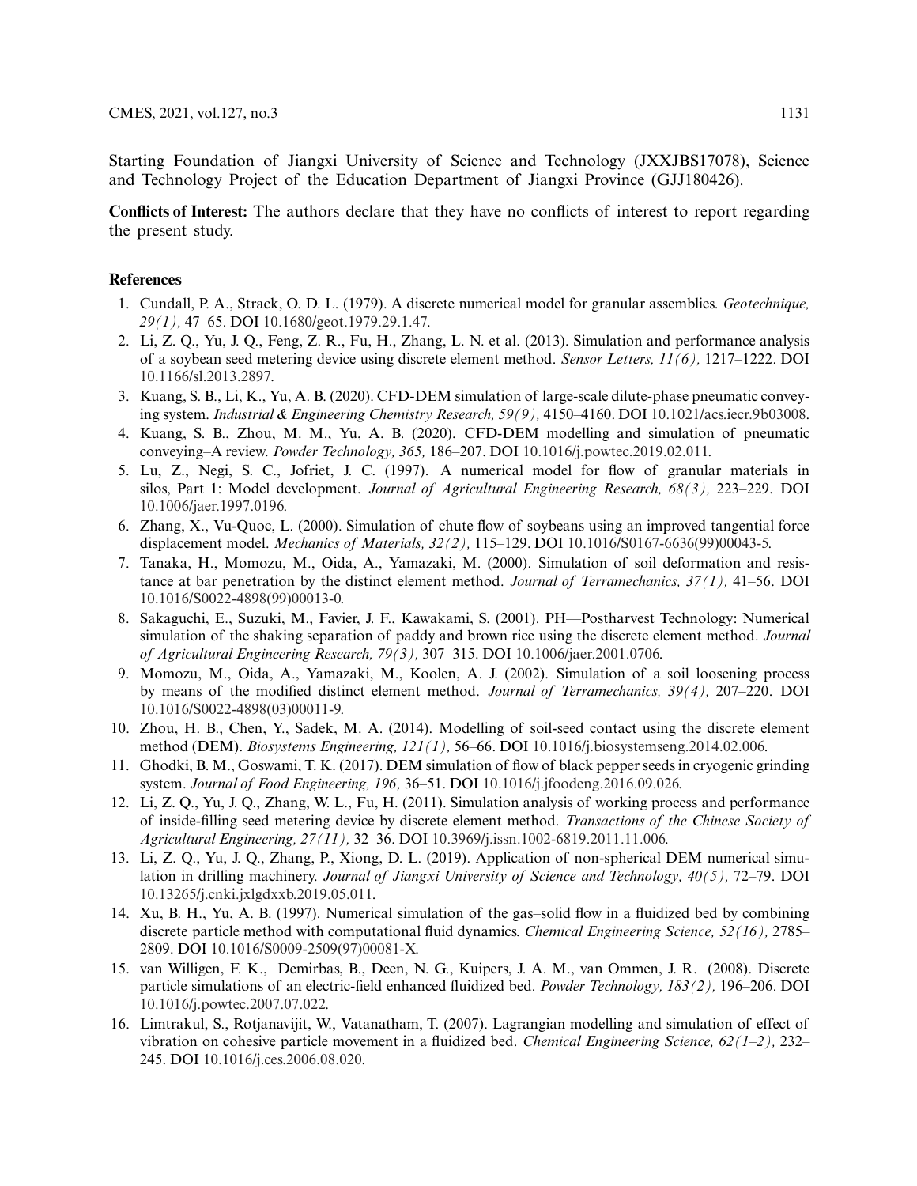Starting Foundation of Jiangxi University of Science and Technology (JXXJBS17078), Science and Technology Project of the Education Department of Jiangxi Province (GJJ180426).

**Conflicts of Interest:** The authors declare that they have no conflicts of interest to report regarding the present study.

## References

1. Cundall, P. A., Strack, O. D. L. (1979). A discrete numerical model for granular assemblies. *Geotechnique, 29(1),* 47–65. DOI 10.1680/geot.1979.29.1.47.
2. Li, Z. Q., Yu, J. Q., Feng, Z. R., Fu, H., Zhang, L. N. et al. (2013). Simulation and performance analysis of a soybean seed metering device using discrete element method. *Sensor Letters, 11(6),* 1217–1222. DOI 10.1166/sl.2013.2897.
3. Kuang, S. B., Li, K., Yu, A. B. (2020). CFD-DEM simulation of large-scale dilute-phase pneumatic conveying system. *Industrial & Engineering Chemistry Research, 59(9),* 4150–4160. DOI 10.1021/acs.iecr.9b03008.
4. Kuang, S. B., Zhou, M. M., Yu, A. B. (2020). CFD-DEM modelling and simulation of pneumatic conveying–A review. *Powder Technology, 365,* 186–207. DOI 10.1016/j.powtec.2019.02.011.
5. Lu, Z., Negi, S. C., Jofriet, J. C. (1997). A numerical model for flow of granular materials in silos, Part 1: Model development. *Journal of Agricultural Engineering Research, 68(3),* 223–229. DOI 10.1006/jaer.1997.0196.
6. Zhang, X., Vu-Quoc, L. (2000). Simulation of chute flow of soybeans using an improved tangential force displacement model. *Mechanics of Materials, 32(2),* 115–129. DOI 10.1016/S0167-6636(99)00043-5.
7. Tanaka, H., Momozu, M., Oida, A., Yamazaki, M. (2000). Simulation of soil deformation and resistance at bar penetration by the distinct element method. *Journal of Terramechanics, 37(1),* 41–56. DOI 10.1016/S0022-4898(99)00013-0.
8. Sakaguchi, E., Suzuki, M., Favier, J. F., Kawakami, S. (2001). PH—Postharvest Technology: Numerical simulation of the shaking separation of paddy and brown rice using the discrete element method. *Journal of Agricultural Engineering Research, 79(3),* 307–315. DOI 10.1006/jaer.2001.0706.
9. Momozu, M., Oida, A., Yamazaki, M., Koolen, A. J. (2002). Simulation of a soil loosening process by means of the modified distinct element method. *Journal of Terramechanics, 39(4),* 207–220. DOI 10.1016/S0022-4898(03)00011-9.
10. Zhou, H. B., Chen, Y., Sadek, M. A. (2014). Modelling of soil-seed contact using the discrete element method (DEM). *Biosystems Engineering, 121(1),* 56–66. DOI 10.1016/j.biosystemseng.2014.02.006.
11. Ghodki, B. M., Goswami, T. K. (2017). DEM simulation of flow of black pepper seeds in cryogenic grinding system. *Journal of Food Engineering, 196,* 36–51. DOI 10.1016/j.jfoodeng.2016.09.026.
12. Li, Z. Q., Yu, J. Q., Zhang, W. L., Fu, H. (2011). Simulation analysis of working process and performance of inside-filling seed metering device by discrete element method. *Transactions of the Chinese Society of Agricultural Engineering, 27(11),* 32–36. DOI 10.3969/j.issn.1002-6819.2011.11.006.
13. Li, Z. Q., Yu, J. Q., Zhang, P., Xiong, D. L. (2019). Application of non-spherical DEM numerical simulation in drilling machinery. *Journal of Jiangxi University of Science and Technology, 40(5),* 72–79. DOI 10.13265/j.cnki.jxlgdxxb.2019.05.011.
14. Xu, B. H., Yu, A. B. (1997). Numerical simulation of the gas–solid flow in a fluidized bed by combining discrete particle method with computational fluid dynamics. *Chemical Engineering Science, 52(16),* 2785–2809. DOI 10.1016/S0009-2509(97)00081-X.
15. van Willigen, F. K., Demirbas, B., Deen, N. G., Kuipers, J. A. M., van Ommen, J. R. (2008). Discrete particle simulations of an electric-field enhanced fluidized bed. *Powder Technology, 183(2),* 196–206. DOI 10.1016/j.powtec.2007.07.022.
16. Limtrakul, S., Rotjanavijit, W., Vatanatham, T. (2007). Lagrangian modelling and simulation of effect of vibration on cohesive particle movement in a fluidized bed. *Chemical Engineering Science, 62(1–2),* 232–245. DOI 10.1016/j.ces.2006.08.020.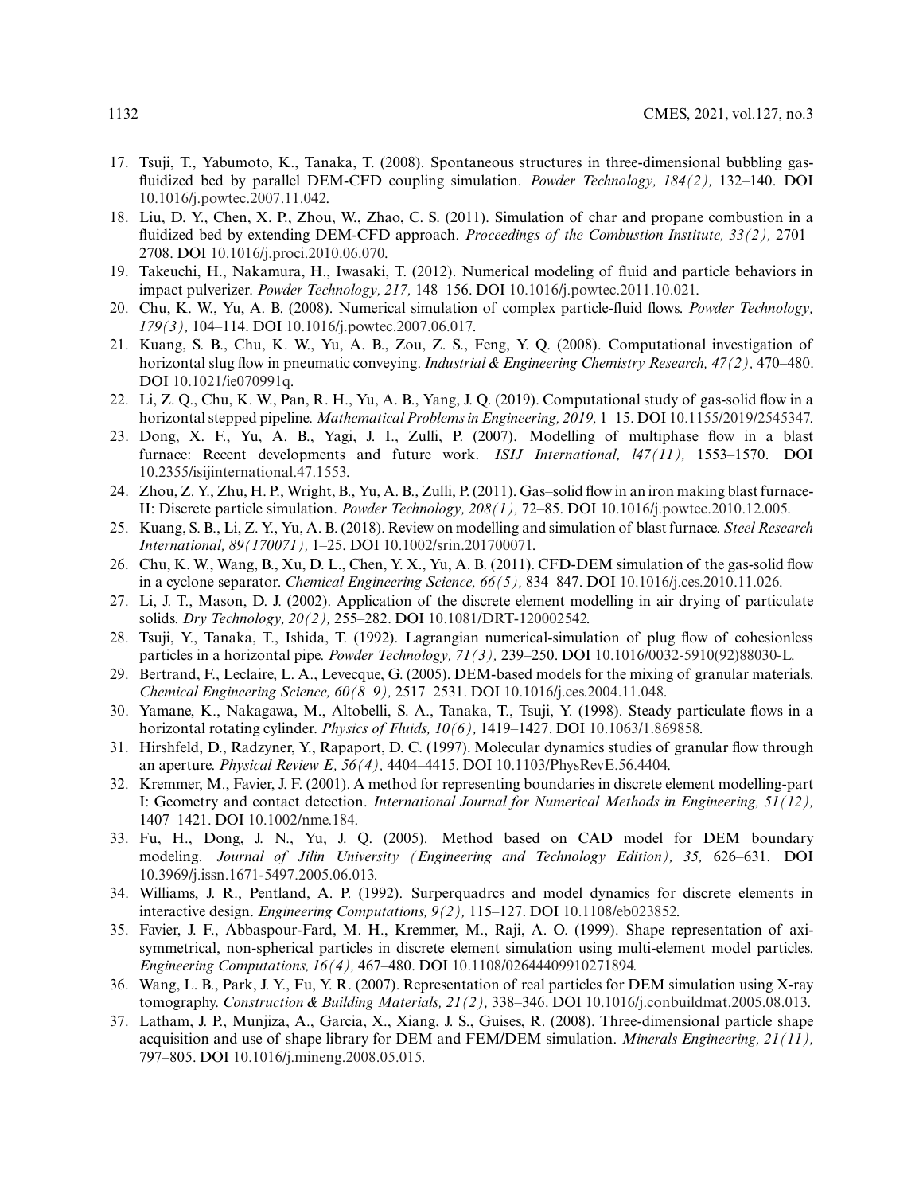17. Tsuji, T., Yabumoto, K., Tanaka, T. (2008). Spontaneous structures in three-dimensional bubbling gas-fluidized bed by parallel DEM-CFD coupling simulation. *Powder Technology, 184(2),* 132–140. DOI 10.1016/j.powtec.2007.11.042.
18. Liu, D. Y., Chen, X. P., Zhou, W., Zhao, C. S. (2011). Simulation of char and propane combustion in a fluidized bed by extending DEM-CFD approach. *Proceedings of the Combustion Institute, 33(2),* 2701–2708. DOI 10.1016/j.proci.2010.06.070.
19. Takeuchi, H., Nakamura, H., Iwasaki, T. (2012). Numerical modeling of fluid and particle behaviors in impact pulverizer. *Powder Technology, 217,* 148–156. DOI 10.1016/j.powtec.2011.10.021.
20. Chu, K. W., Yu, A. B. (2008). Numerical simulation of complex particle-fluid flows. *Powder Technology, 179(3),* 104–114. DOI 10.1016/j.powtec.2007.06.017.
21. Kuang, S. B., Chu, K. W., Yu, A. B., Zou, Z. S., Feng, Y. Q. (2008). Computational investigation of horizontal slug flow in pneumatic conveying. *Industrial & Engineering Chemistry Research, 47(2),* 470–480. DOI 10.1021/ie070991q.
22. Li, Z. Q., Chu, K. W., Pan, R. H., Yu, A. B., Yang, J. Q. (2019). Computational study of gas-solid flow in a horizontal stepped pipeline. *Mathematical Problems in Engineering, 2019,* 1–15. DOI 10.1155/2019/2545347.
23. Dong, X. F., Yu, A. B., Yagi, J. I., Zulli, P. (2007). Modelling of multiphase flow in a blast furnace: Recent developments and future work. *ISIJ International, l47(11),* 1553–1570. DOI 10.2355/isijinternational.47.1553.
24. Zhou, Z. Y., Zhu, H. P., Wright, B., Yu, A. B., Zulli, P. (2011). Gas–solid flow in an iron making blast furnace-II: Discrete particle simulation. *Powder Technology, 208(1),* 72–85. DOI 10.1016/j.powtec.2010.12.005.
25. Kuang, S. B., Li, Z. Y., Yu, A. B. (2018). Review on modelling and simulation of blast furnace. *Steel Research International, 89(170071),* 1–25. DOI 10.1002/srin.201700071.
26. Chu, K. W., Wang, B., Xu, D. L., Chen, Y. X., Yu, A. B. (2011). CFD-DEM simulation of the gas-solid flow in a cyclone separator. *Chemical Engineering Science, 66(5),* 834–847. DOI 10.1016/j.ces.2010.11.026.
27. Li, J. T., Mason, D. J. (2002). Application of the discrete element modelling in air drying of particulate solids. *Dry Technology, 20(2),* 255–282. DOI 10.1081/DRT-120002542.
28. Tsuji, Y., Tanaka, T., Ishida, T. (1992). Lagrangian numerical-simulation of plug flow of cohesionless particles in a horizontal pipe. *Powder Technology, 71(3),* 239–250. DOI 10.1016/0032-5910(92)88030-L.
29. Bertrand, F., Leclaire, L. A., Levecque, G. (2005). DEM-based models for the mixing of granular materials. *Chemical Engineering Science, 60(8–9),* 2517–2531. DOI 10.1016/j.ces.2004.11.048.
30. Yamane, K., Nakagawa, M., Altobelli, S. A., Tanaka, T., Tsuji, Y. (1998). Steady particulate flows in a horizontal rotating cylinder. *Physics of Fluids, 10(6),* 1419–1427. DOI 10.1063/1.869858.
31. Hirshfeld, D., Radzyner, Y., Rapaport, D. C. (1997). Molecular dynamics studies of granular flow through an aperture. *Physical Review E, 56(4),* 4404–4415. DOI 10.1103/PhysRevE.56.4404.
32. Kremmer, M., Favier, J. F. (2001). A method for representing boundaries in discrete element modelling-part I: Geometry and contact detection. *International Journal for Numerical Methods in Engineering, 51(12),* 1407–1421. DOI 10.1002/nme.184.
33. Fu, H., Dong, J. N., Yu, J. Q. (2005). Method based on CAD model for DEM boundary modeling. *Journal of Jilin University (Engineering and Technology Edition), 35,* 626–631. DOI 10.3969/j.issn.1671-5497.2005.06.013.
34. Williams, J. R., Pentland, A. P. (1992). Surperquadrcs and model dynamics for discrete elements in interactive design. *Engineering Computations, 9(2),* 115–127. DOI 10.1108/eb023852.
35. Favier, J. F., Abbaspour-Fard, M. H., Kremmer, M., Raji, A. O. (1999). Shape representation of axi-symmetrical, non-spherical particles in discrete element simulation using multi-element model particles. *Engineering Computations, 16(4),* 467–480. DOI 10.1108/02644409910271894.
36. Wang, L. B., Park, J. Y., Fu, Y. R. (2007). Representation of real particles for DEM simulation using X-ray tomography. *Construction & Building Materials, 21(2),* 338–346. DOI 10.1016/j.conbuildmat.2005.08.013.
37. Latham, J. P., Munjiza, A., Garcia, X., Xiang, J. S., Guises, R. (2008). Three-dimensional particle shape acquisition and use of shape library for DEM and FEM/DEM simulation. *Minerals Engineering, 21(11),* 797–805. DOI 10.1016/j.mineng.2008.05.015.